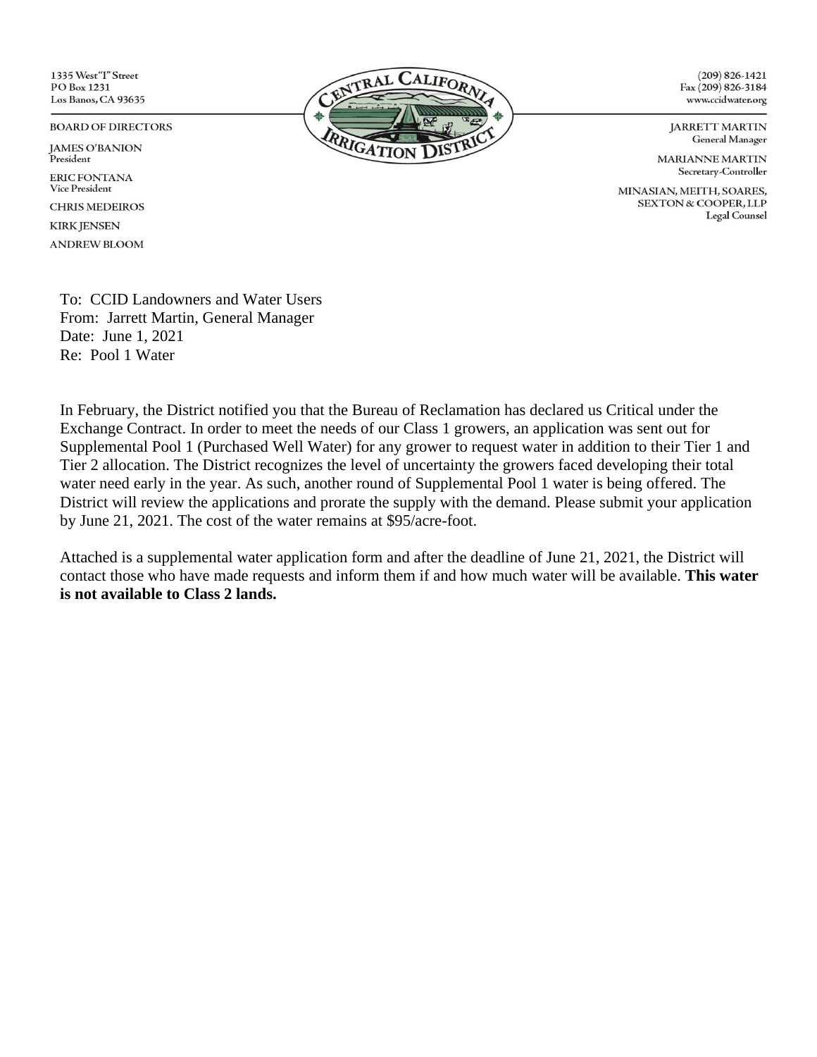1335 West "I" Street
PO Box 1231
Los Banos, CA 93635

**CENTRAL CALIFORNIA IRRIGATION DISTRICT**

(209) 826-1421
Fax (209) 826-3184
www.ccidwater.org

BOARD OF DIRECTORS

JAMES O'BANION
President

ERIC FONTANA
Vice President

CHRIS MEDEIROS

KIRK JENSEN

ANDREW BLOOM

JARRETT MARTIN
General Manager

MARIANNE MARTIN
Secretary-Controller

MINASIAN, MEITH, SOARES, SEXTON & COOPER, LLP
Legal Counsel

To: CCID Landowners and Water Users
From: Jarrett Martin, General Manager
Date: June 1, 2021
Re: Pool 1 Water

In February, the District notified you that the Bureau of Reclamation has declared us Critical under the Exchange Contract. In order to meet the needs of our Class 1 growers, an application was sent out for Supplemental Pool 1 (Purchased Well Water) for any grower to request water in addition to their Tier 1 and Tier 2 allocation. The District recognizes the level of uncertainty the growers faced developing their total water need early in the year. As such, another round of Supplemental Pool 1 water is being offered. The District will review the applications and prorate the supply with the demand. Please submit your application by June 21, 2021. The cost of the water remains at $95/acre-foot.

Attached is a supplemental water application form and after the deadline of June 21, 2021, the District will contact those who have made requests and inform them if and how much water will be available. **This water is not available to Class 2 lands.**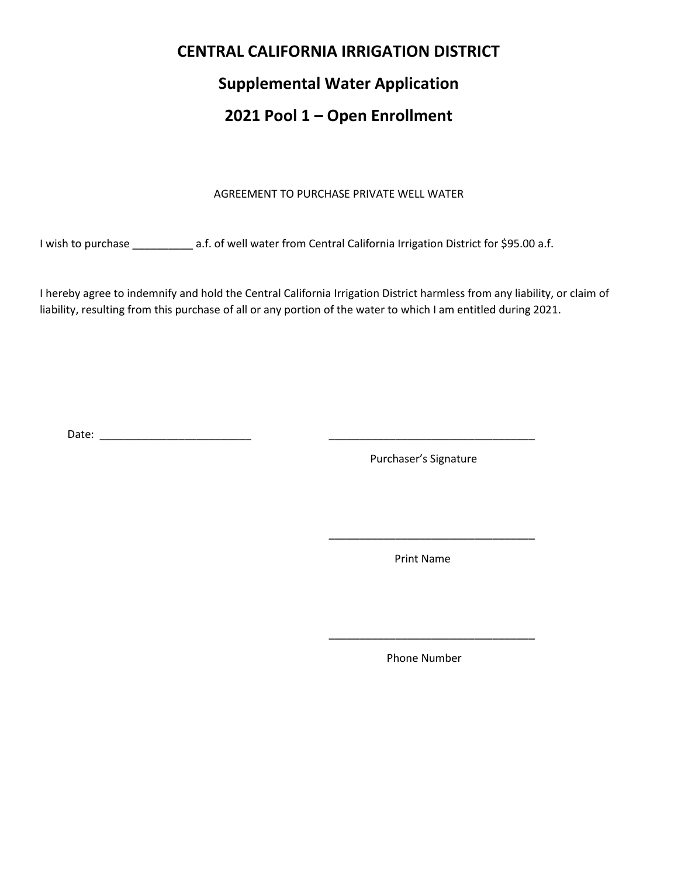# CENTRAL CALIFORNIA IRRIGATION DISTRICT

## Supplemental Water Application

## 2021 Pool 1 – Open Enrollment

AGREEMENT TO PURCHASE PRIVATE WELL WATER

I wish to purchase __________ a.f. of well water from Central California Irrigation District for $95.00 a.f.

I hereby agree to indemnify and hold the Central California Irrigation District harmless from any liability, or claim of liability, resulting from this purchase of all or any portion of the water to which I am entitled during 2021.

Date: _________________________

__________________________________
Purchaser's Signature

__________________________________
Print Name

__________________________________
Phone Number